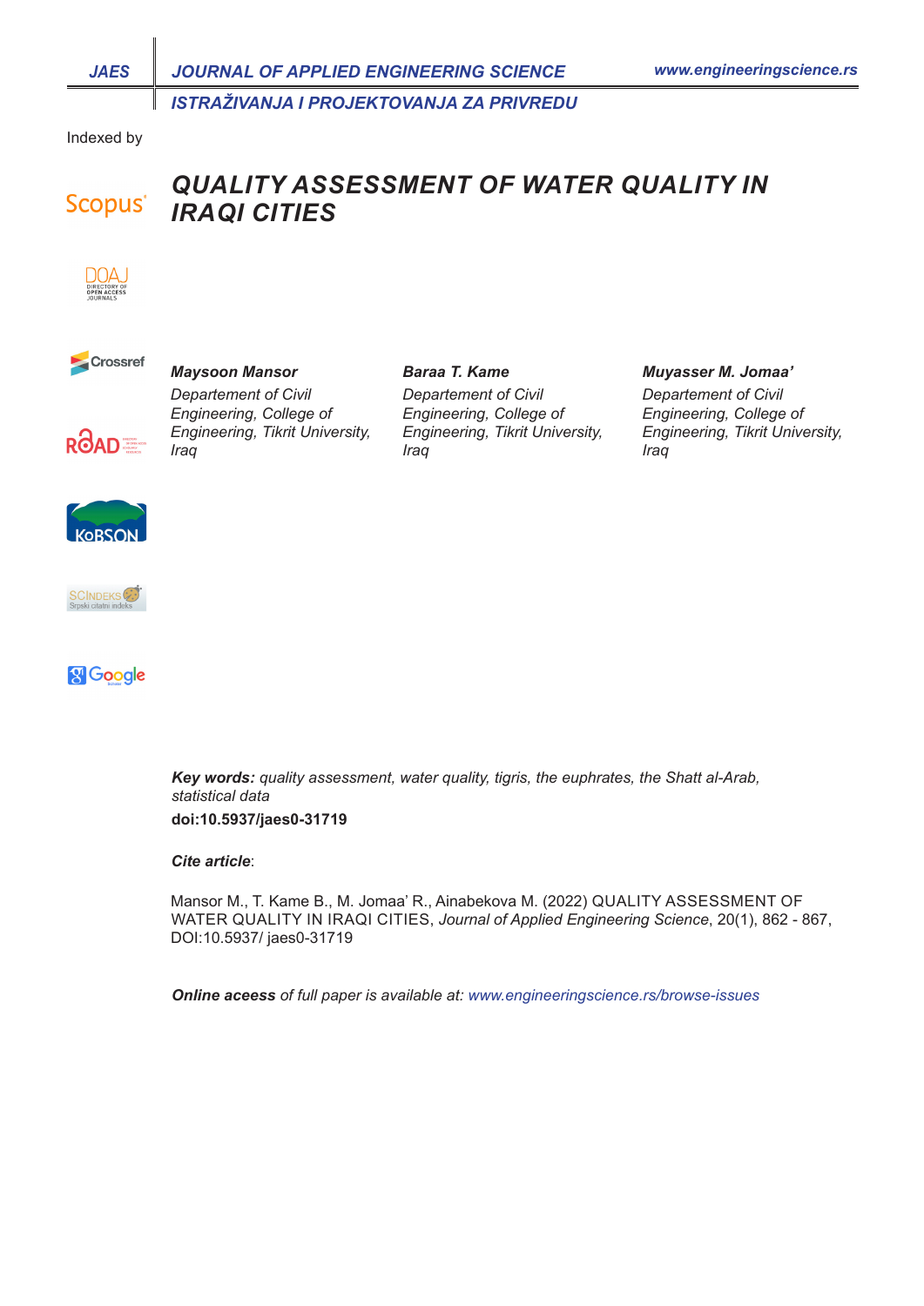# QUALITY ASSESSMENT OF WATER QUALITY IN IRAQI CITIES

Indexed by

***Maysoon Mansor***
*Departement of Civil Engineering, College of Engineering, Tikrit University, Iraq*

***Baraa T. Kame***
*Departement of Civil Engineering, College of Engineering, Tikrit University, Iraq*

***Muyasser M. Jomaa'***
*Departement of Civil Engineering, College of Engineering, Tikrit University, Iraq*

***Key words:*** *quality assessment, water quality, tigris, the euphrates, the Shatt al-Arab, statistical data*

**doi:10.5937/jaes0-31719**

***Cite article***:

Mansor M., T. Kame B., M. Jomaa' R., Ainabekova M. (2022) QUALITY ASSESSMENT OF WATER QUALITY IN IRAQI CITIES, *Journal of Applied Engineering Science*, 20(1), 862 - 867, DOI:10.5937/ jaes0-31719

***Online aceess*** *of full paper is available at: www.engineeringscience.rs/browse-issues*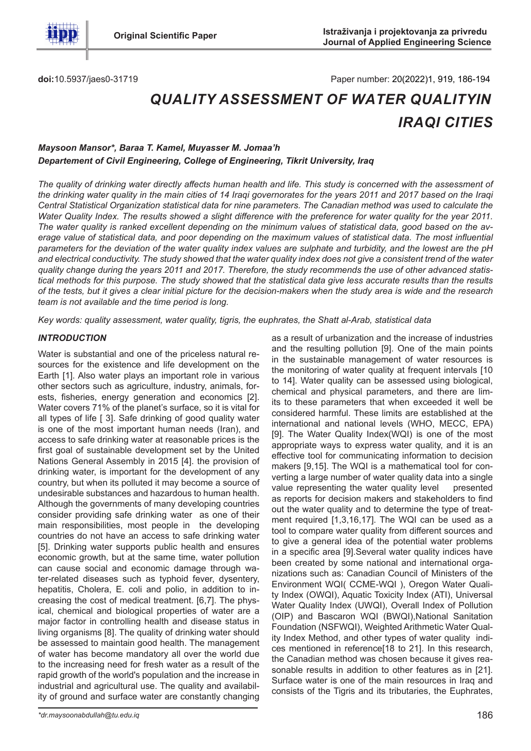**doi:**10.5937/jaes0-31719

Paper number: 20(2022)1, 919, 186-194

# *QUALITY ASSESSMENT OF WATER QUALITYIN IRAQI CITIES*

***Maysoon Mansor\*, Baraa T. Kamel, Muyasser M. Jomaa'h***
***Departement of Civil Engineering, College of Engineering, Tikrit University, Iraq***

*The quality of drinking water directly affects human health and life. This study is concerned with the assessment of the drinking water quality in the main cities of 14 Iraqi governorates for the years 2011 and 2017 based on the Iraqi Central Statistical Organization statistical data for nine parameters. The Canadian method was used to calculate the Water Quality Index. The results showed a slight difference with the preference for water quality for the year 2011. The water quality is ranked excellent depending on the minimum values of statistical data, good based on the average value of statistical data, and poor depending on the maximum values of statistical data. The most influential parameters for the deviation of the water quality index values are sulphate and turbidity, and the lowest are the pH and electrical conductivity. The study showed that the water quality index does not give a consistent trend of the water quality change during the years 2011 and 2017. Therefore, the study recommends the use of other advanced statistical methods for this purpose. The study showed that the statistical data give less accurate results than the results of the tests, but it gives a clear initial picture for the decision-makers when the study area is wide and the research team is not available and the time period is long.*

*Key words: quality assessment, water quality, tigris, the euphrates, the Shatt al-Arab, statistical data*

## *INTRODUCTION*

Water is substantial and one of the priceless natural resources for the existence and life development on the Earth [1]. Also water plays an important role in various other sectors such as agriculture, industry, animals, forests, fisheries, energy generation and economics [2]. Water covers 71% of the planet's surface, so it is vital for all types of life [ 3]. Safe drinking of good quality water is one of the most important human needs (Iran), and access to safe drinking water at reasonable prices is the first goal of sustainable development set by the United Nations General Assembly in 2015 [4]. the provision of drinking water, is important for the development of any country, but when its polluted it may become a source of undesirable substances and hazardous to human health. Although the governments of many developing countries consider providing safe drinking water as one of their main responsibilities, most people in the developing countries do not have an access to safe drinking water [5]. Drinking water supports public health and ensures economic growth, but at the same time, water pollution can cause social and economic damage through water-related diseases such as typhoid fever, dysentery, hepatitis, Cholera, E. coli and polio, in addition to increasing the cost of medical treatment. [6,7]. The physical, chemical and biological properties of water are a major factor in controlling health and disease status in living organisms [8]. The quality of drinking water should be assessed to maintain good health. The management of water has become mandatory all over the world due to the increasing need for fresh water as a result of the rapid growth of the world's population and the increase in industrial and agricultural use. The quality and availability of ground and surface water are constantly changing as a result of urbanization and the increase of industries and the resulting pollution [9]. One of the main points in the sustainable management of water resources is the monitoring of water quality at frequent intervals [10 to 14]. Water quality can be assessed using biological, chemical and physical parameters, and there are limits to these parameters that when exceeded it well be considered harmful. These limits are established at the international and national levels (WHO, MECC, EPA) [9]. The Water Quality Index(WQI) is one of the most appropriate ways to express water quality, and it is an effective tool for communicating information to decision makers [9,15]. The WQI is a mathematical tool for converting a large number of water quality data into a single value representing the water quality level presented as reports for decision makers and stakeholders to find out the water quality and to determine the type of treatment required [1,3,16,17]. The WQI can be used as a tool to compare water quality from different sources and to give a general idea of the potential water problems in a specific area [9].Several water quality indices have been created by some national and international organizations such as: Canadian Council of Ministers of the Environment WQI( CCME-WQI ), Oregon Water Quality Index (OWQI), Aquatic Toxicity Index (ATI), Universal Water Quality Index (UWQI), Overall Index of Pollution (OIP) and Bascaron WQI (BWQI),National Sanitation Foundation (NSFWQI), Weighted Arithmetic Water Quality Index Method, and other types of water quality indices mentioned in reference[18 to 21]. In this research, the Canadian method was chosen because it gives reasonable results in addition to other features as in [21]. Surface water is one of the main resources in Iraq and consists of the Tigris and its tributaries, the Euphrates,

*\*dr.maysoonabdullah@tu.edu.iq*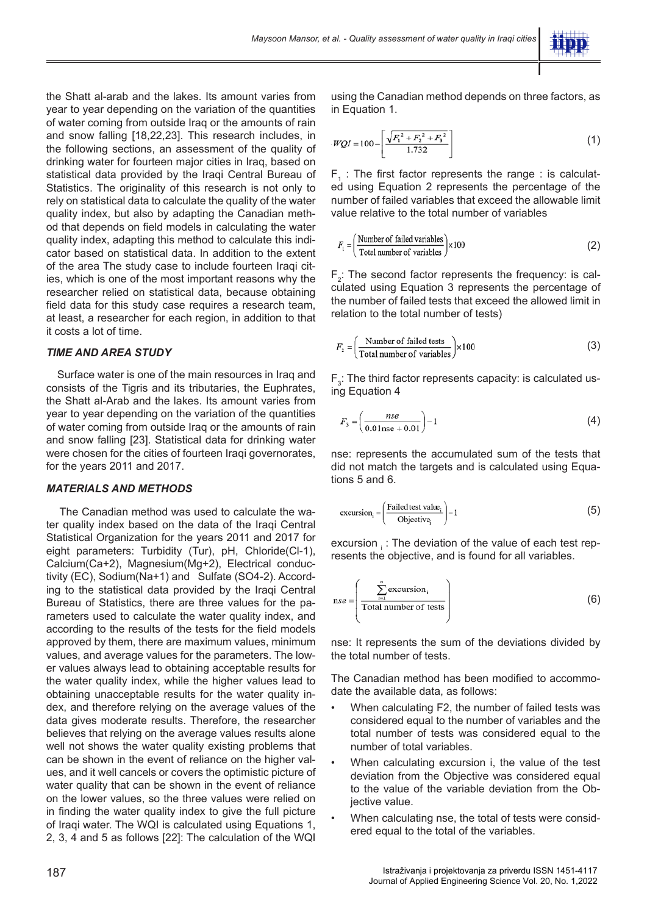the Shatt al-arab and the lakes. Its amount varies from year to year depending on the variation of the quantities of water coming from outside Iraq or the amounts of rain and snow falling [18,22,23]. This research includes, in the following sections, an assessment of the quality of drinking water for fourteen major cities in Iraq, based on statistical data provided by the Iraqi Central Bureau of Statistics. The originality of this research is not only to rely on statistical data to calculate the quality of the water quality index, but also by adapting the Canadian method that depends on field models in calculating the water quality index, adapting this method to calculate this indicator based on statistical data. In addition to the extent of the area The study case to include fourteen Iraqi cities, which is one of the most important reasons why the researcher relied on statistical data, because obtaining field data for this study case requires a research team, at least, a researcher for each region, in addition to that it costs a lot of time.

### *TIME AND AREA STUDY*

Surface water is one of the main resources in Iraq and consists of the Tigris and its tributaries, the Euphrates, the Shatt al-Arab and the lakes. Its amount varies from year to year depending on the variation of the quantities of water coming from outside Iraq or the amounts of rain and snow falling [23]. Statistical data for drinking water were chosen for the cities of fourteen Iraqi governorates, for the years 2011 and 2017.

### *MATERIALS AND METHODS*

The Canadian method was used to calculate the water quality index based on the data of the Iraqi Central Statistical Organization for the years 2011 and 2017 for eight parameters: Turbidity (Tur), pH, Chloride($Cl^{-1}$), Calcium($Ca^{+2}$), Magnesium($Mg^{+2}$), Electrical conductivity (EC), Sodium($Na^{+1}$) and Sulfate ($SO_4^{-2}$). According to the statistical data provided by the Iraqi Central Bureau of Statistics, there are three values for the parameters used to calculate the water quality index, and according to the results of the tests for the field models approved by them, there are maximum values, minimum values, and average values for the parameters. The lower values always lead to obtaining acceptable results for the water quality index, while the higher values lead to obtaining unacceptable results for the water quality index, and therefore relying on the average values of the data gives moderate results. Therefore, the researcher believes that relying on the average values results alone well not shows the water quality existing problems that can be shown in the event of reliance on the higher values, and it well cancels or covers the optimistic picture of water quality that can be shown in the event of reliance on the lower values, so the three values were relied on in finding the water quality index to give the full picture of Iraqi water. The WQI is calculated using Equations 1, 2, 3, 4 and 5 as follows [22]: The calculation of the WQI using the Canadian method depends on three factors, as in Equation 1.

$$WQI = 100 - \left[ \frac{\sqrt{F_1^2 + F_2^2 + F_3^2}}{1.732} \right] \quad (1)$$

$F_1$ : The first factor represents the range : is calculated using Equation 2 represents the percentage of the number of failed variables that exceed the allowable limit value relative to the total number of variables

$$F_1 = \left( \frac{\text{Number of failed variables}}{\text{Total number of variables}} \right) \times 100 \quad (2)$$

$F_2$: The second factor represents the frequency: is calculated using Equation 3 represents the percentage of the number of failed tests that exceed the allowed limit in relation to the total number of tests)

$$F_2 = \left( \frac{\text{Number of failed tests}}{\text{Total number of variables}} \right) \times 100 \quad (3)$$

$F_3$: The third factor represents capacity: is calculated using Equation 4

$$F_3 = \left( \frac{nse}{0.01nse + 0.01} \right) - 1 \quad (4)$$

nse: represents the accumulated sum of the tests that did not match the targets and is calculated using Equations 5 and 6.

$$\text{excursion}_i = \left( \frac{\text{Failed test value}_i}{\text{Objective}_i} \right) - 1 \quad (5)$$

excursion $_i$ : The deviation of the value of each test represents the objective, and is found for all variables.

$$nse = \left( \frac{\sum_{i=1}^{n} \text{excursion}_i}{\text{Total number of tests}} \right) \quad (6)$$

nse: It represents the sum of the deviations divided by the total number of tests.

The Canadian method has been modified to accommodate the available data, as follows:

- When calculating F2, the number of failed tests was considered equal to the number of variables and the total number of tests was considered equal to the number of total variables.
- When calculating excursion i, the value of the test deviation from the Objective was considered equal to the value of the variable deviation from the Objective value.
- When calculating nse, the total of tests were considered equal to the total of the variables.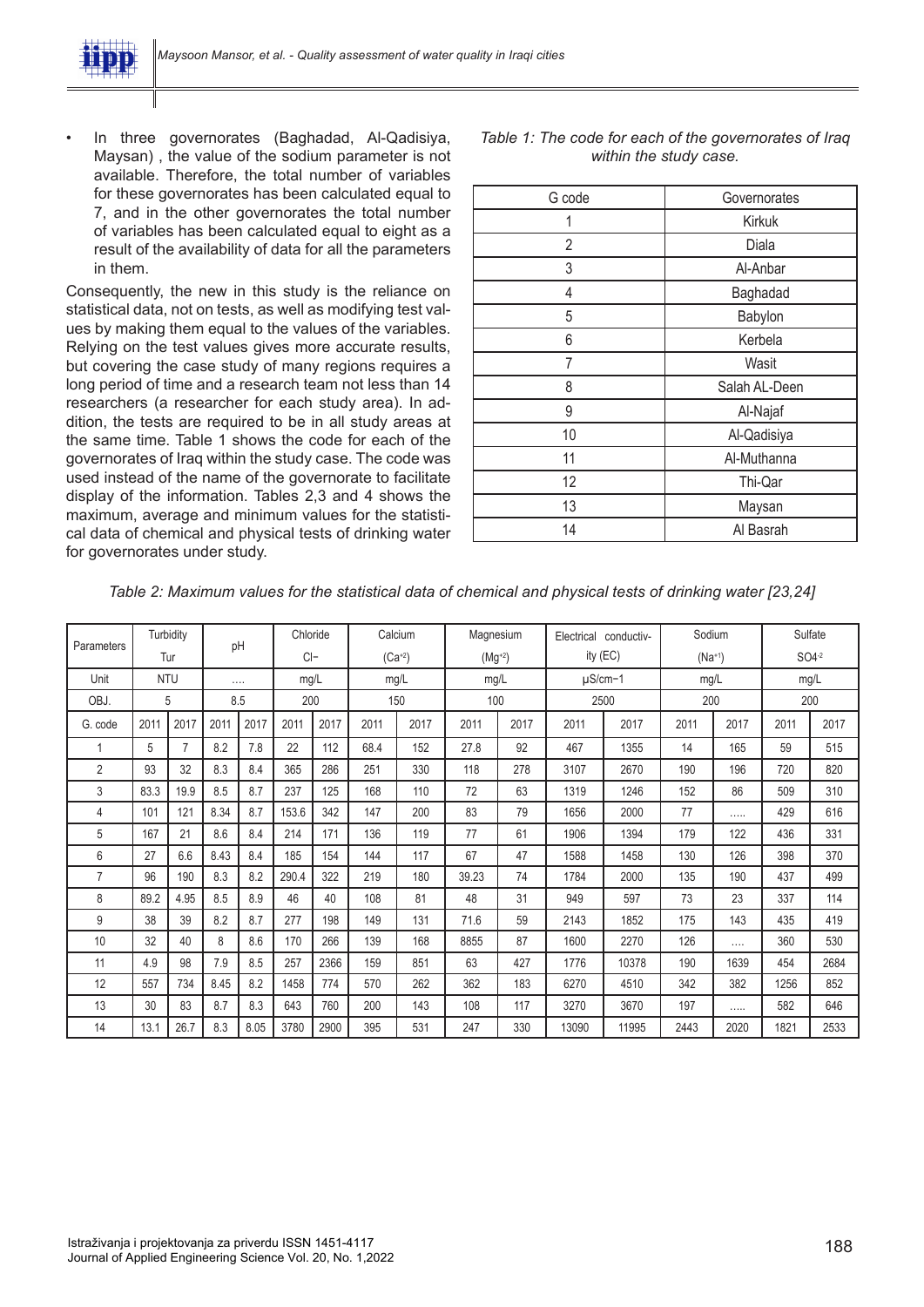- In three governorates (Baghadad, Al-Qadisiya, Maysan) , the value of the sodium parameter is not available. Therefore, the total number of variables for these governorates has been calculated equal to 7, and in the other governorates the total number of variables has been calculated equal to eight as a result of the availability of data for all the parameters in them.

Consequently, the new in this study is the reliance on statistical data, not on tests, as well as modifying test values by making them equal to the values of the variables. Relying on the test values gives more accurate results, but covering the case study of many regions requires a long period of time and a research team not less than 14 researchers (a researcher for each study area). In addition, the tests are required to be in all study areas at the same time. Table 1 shows the code for each of the governorates of Iraq within the study case. The code was used instead of the name of the governorate to facilitate display of the information. Tables 2,3 and 4 shows the maximum, average and minimum values for the statistical data of chemical and physical tests of drinking water for governorates under study.

*Table 1: The code for each of the governorates of Iraq within the study case.*

| G code | Governorates |
|---|---|
| 1 | Kirkuk |
| 2 | Diala |
| 3 | Al-Anbar |
| 4 | Baghadad |
| 5 | Babylon |
| 6 | Kerbela |
| 7 | Wasit |
| 8 | Salah AL-Deen |
| 9 | Al-Najaf |
| 10 | Al-Qadisiya |
| 11 | Al-Muthanna |
| 12 | Thi-Qar |
| 13 | Maysan |
| 14 | Al Basrah |

*Table 2: Maximum values for the statistical data of chemical and physical tests of drinking water [23,24]*

| Parameters | Turbidity Tur | | pH | | Chloride $Cl^-$ | | Calcium $(Ca^{+2})$ | | Magnesium $(Mg^{+2})$ | | Electrical conductivity (EC) | | Sodium $(Na^{+1})$ | | Sulfate $SO4^{-2}$ | |
|---|---|---|---|---|---|---|---|---|---|---|---|---|---|---|---|---|
| Unit | NTU | | .... | | mg/L | | mg/L | | mg/L | | μS/cm−1 | | mg/L | | mg/L | |
| OBJ. | 5 | | 8.5 | | 200 | | 150 | | 100 | | 2500 | | 200 | | 200 | |
| G. code | 2011 | 2017 | 2011 | 2017 | 2011 | 2017 | 2011 | 2017 | 2011 | 2017 | 2011 | 2017 | 2011 | 2017 | 2011 | 2017 |
| 1 | 5 | 7 | 8.2 | 7.8 | 22 | 112 | 68.4 | 152 | 27.8 | 92 | 467 | 1355 | 14 | 165 | 59 | 515 |
| 2 | 93 | 32 | 8.3 | 8.4 | 365 | 286 | 251 | 330 | 118 | 278 | 3107 | 2670 | 190 | 196 | 720 | 820 |
| 3 | 83.3 | 19.9 | 8.5 | 8.7 | 237 | 125 | 168 | 110 | 72 | 63 | 1319 | 1246 | 152 | 86 | 509 | 310 |
| 4 | 101 | 121 | 8.34 | 8.7 | 153.6 | 342 | 147 | 200 | 83 | 79 | 1656 | 2000 | 77 | ..... | 429 | 616 |
| 5 | 167 | 21 | 8.6 | 8.4 | 214 | 171 | 136 | 119 | 77 | 61 | 1906 | 1394 | 179 | 122 | 436 | 331 |
| 6 | 27 | 6.6 | 8.43 | 8.4 | 185 | 154 | 144 | 117 | 67 | 47 | 1588 | 1458 | 130 | 126 | 398 | 370 |
| 7 | 96 | 190 | 8.3 | 8.2 | 290.4 | 322 | 219 | 180 | 39.23 | 74 | 1784 | 2000 | 135 | 190 | 437 | 499 |
| 8 | 89.2 | 4.95 | 8.5 | 8.9 | 46 | 40 | 108 | 81 | 48 | 31 | 949 | 597 | 73 | 23 | 337 | 114 |
| 9 | 38 | 39 | 8.2 | 8.7 | 277 | 198 | 149 | 131 | 71.6 | 59 | 2143 | 1852 | 175 | 143 | 435 | 419 |
| 10 | 32 | 40 | 8 | 8.6 | 170 | 266 | 139 | 168 | 8855 | 87 | 1600 | 2270 | 126 | .... | 360 | 530 |
| 11 | 4.9 | 98 | 7.9 | 8.5 | 257 | 2366 | 159 | 851 | 63 | 427 | 1776 | 10378 | 190 | 1639 | 454 | 2684 |
| 12 | 557 | 734 | 8.45 | 8.2 | 1458 | 774 | 570 | 262 | 362 | 183 | 6270 | 4510 | 342 | 382 | 1256 | 852 |
| 13 | 30 | 83 | 8.7 | 8.3 | 643 | 760 | 200 | 143 | 108 | 117 | 3270 | 3670 | 197 | ..... | 582 | 646 |
| 14 | 13.1 | 26.7 | 8.3 | 8.05 | 3780 | 2900 | 395 | 531 | 247 | 330 | 13090 | 11995 | 2443 | 2020 | 1821 | 2533 |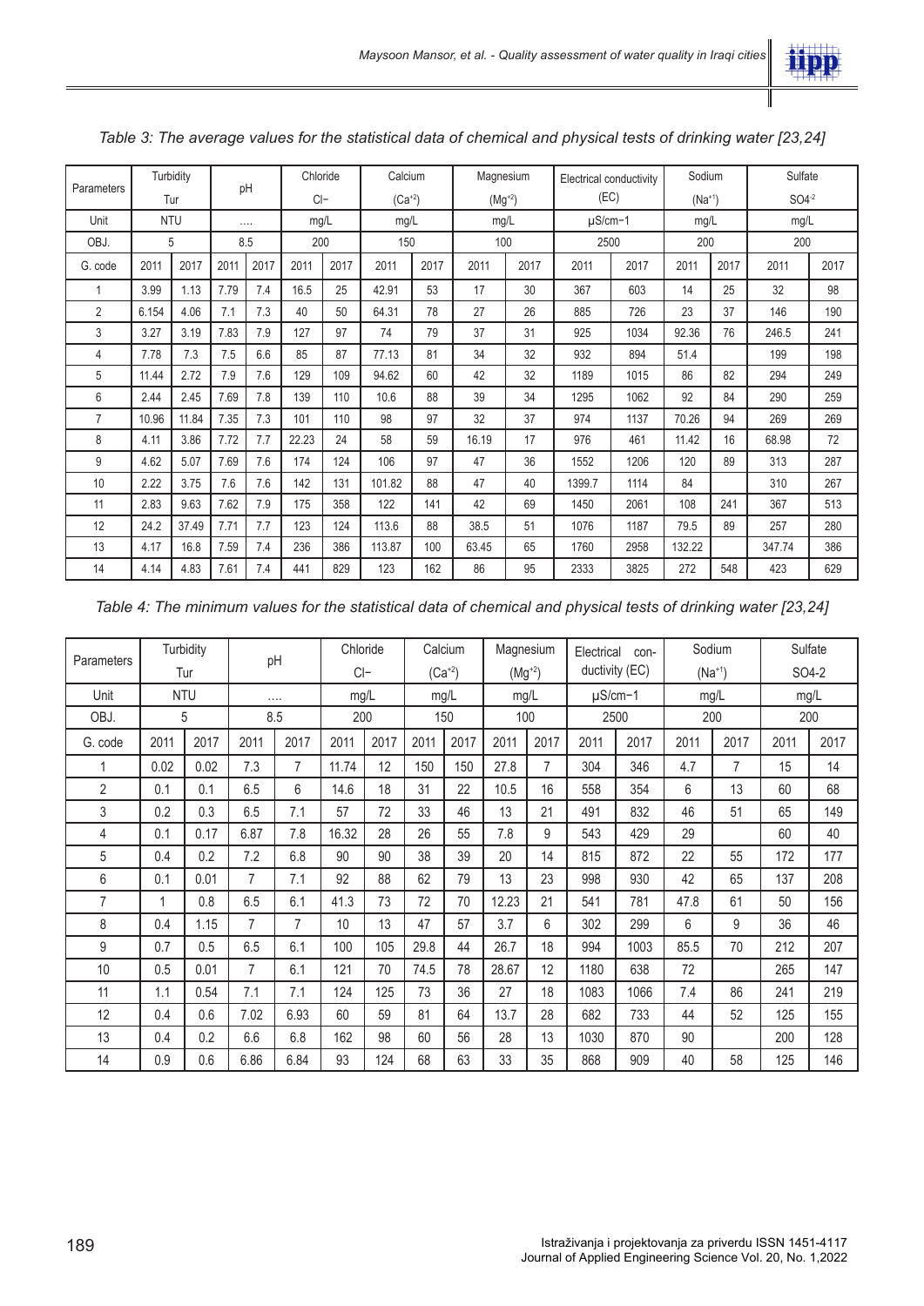*Table 3: The average values for the statistical data of chemical and physical tests of drinking water [23,24]*

| Parameters | Turbidity Tur | | pH | | Chloride $Cl^-$ | | Calcium $(Ca^{+2})$ | | Magnesium $(Mg^{+2})$ | | Electrical conductivity (EC) | | Sodium $(Na^{+1})$ | | Sulfate $SO4^{-2}$ | |
|---|---|---|---|---|---|---|---|---|---|---|---|---|---|---|---|---|
| Unit | NTU | | .... | | mg/L | | mg/L | | mg/L | | μS/cm−1 | | mg/L | | mg/L | |
| OBJ. | 5 | | 8.5 | | 200 | | 150 | | 100 | | 2500 | | 200 | | 200 | |
| G. code | 2011 | 2017 | 2011 | 2017 | 2011 | 2017 | 2011 | 2017 | 2011 | 2017 | 2011 | 2017 | 2011 | 2017 | 2011 | 2017 |
| 1 | 3.99 | 1.13 | 7.79 | 7.4 | 16.5 | 25 | 42.91 | 53 | 17 | 30 | 367 | 603 | 14 | 25 | 32 | 98 |
| 2 | 6.154 | 4.06 | 7.1 | 7.3 | 40 | 50 | 64.31 | 78 | 27 | 26 | 885 | 726 | 23 | 37 | 146 | 190 |
| 3 | 3.27 | 3.19 | 7.83 | 7.9 | 127 | 97 | 74 | 79 | 37 | 31 | 925 | 1034 | 92.36 | 76 | 246.5 | 241 |
| 4 | 7.78 | 7.3 | 7.5 | 6.6 | 85 | 87 | 77.13 | 81 | 34 | 32 | 932 | 894 | 51.4 | | 199 | 198 |
| 5 | 11.44 | 2.72 | 7.9 | 7.6 | 129 | 109 | 94.62 | 60 | 42 | 32 | 1189 | 1015 | 86 | 82 | 294 | 249 |
| 6 | 2.44 | 2.45 | 7.69 | 7.8 | 139 | 110 | 10.6 | 88 | 39 | 34 | 1295 | 1062 | 92 | 84 | 290 | 259 |
| 7 | 10.96 | 11.84 | 7.35 | 7.3 | 101 | 110 | 98 | 97 | 32 | 37 | 974 | 1137 | 70.26 | 94 | 269 | 269 |
| 8 | 4.11 | 3.86 | 7.72 | 7.7 | 22.23 | 24 | 58 | 59 | 16.19 | 17 | 976 | 461 | 11.42 | 16 | 68.98 | 72 |
| 9 | 4.62 | 5.07 | 7.69 | 7.6 | 174 | 124 | 106 | 97 | 47 | 36 | 1552 | 1206 | 120 | 89 | 313 | 287 |
| 10 | 2.22 | 3.75 | 7.6 | 7.6 | 142 | 131 | 101.82 | 88 | 47 | 40 | 1399.7 | 1114 | 84 | | 310 | 267 |
| 11 | 2.83 | 9.63 | 7.62 | 7.9 | 175 | 358 | 122 | 141 | 42 | 69 | 1450 | 2061 | 108 | 241 | 367 | 513 |
| 12 | 24.2 | 37.49 | 7.71 | 7.7 | 123 | 124 | 113.6 | 88 | 38.5 | 51 | 1076 | 1187 | 79.5 | 89 | 257 | 280 |
| 13 | 4.17 | 16.8 | 7.59 | 7.4 | 236 | 386 | 113.87 | 100 | 63.45 | 65 | 1760 | 2958 | 132.22 | | 347.74 | 386 |
| 14 | 4.14 | 4.83 | 7.61 | 7.4 | 441 | 829 | 123 | 162 | 86 | 95 | 2333 | 3825 | 272 | 548 | 423 | 629 |

*Table 4: The minimum values for the statistical data of chemical and physical tests of drinking water [23,24]*

| Parameters | Turbidity Tur | | pH | | Chloride $Cl^-$ | | Calcium $(Ca^{+2})$ | | Magnesium $(Mg^{+2})$ | | Electrical conductivity (EC) | | Sodium $(Na^{+1})$ | | Sulfate SO4-2 | |
|---|---|---|---|---|---|---|---|---|---|---|---|---|---|---|---|---|
| Unit | NTU | | .... | | mg/L | | mg/L | | mg/L | | μS/cm−1 | | mg/L | | mg/L | |
| OBJ. | 5 | | 8.5 | | 200 | | 150 | | 100 | | 2500 | | 200 | | 200 | |
| G. code | 2011 | 2017 | 2011 | 2017 | 2011 | 2017 | 2011 | 2017 | 2011 | 2017 | 2011 | 2017 | 2011 | 2017 | 2011 | 2017 |
| 1 | 0.02 | 0.02 | 7.3 | 7 | 11.74 | 12 | 150 | 150 | 27.8 | 7 | 304 | 346 | 4.7 | 7 | 15 | 14 |
| 2 | 0.1 | 0.1 | 6.5 | 6 | 14.6 | 18 | 31 | 22 | 10.5 | 16 | 558 | 354 | 6 | 13 | 60 | 68 |
| 3 | 0.2 | 0.3 | 6.5 | 7.1 | 57 | 72 | 33 | 46 | 13 | 21 | 491 | 832 | 46 | 51 | 65 | 149 |
| 4 | 0.1 | 0.17 | 6.87 | 7.8 | 16.32 | 28 | 26 | 55 | 7.8 | 9 | 543 | 429 | 29 | | 60 | 40 |
| 5 | 0.4 | 0.2 | 7.2 | 6.8 | 90 | 90 | 38 | 39 | 20 | 14 | 815 | 872 | 22 | 55 | 172 | 177 |
| 6 | 0.1 | 0.01 | 7 | 7.1 | 92 | 88 | 62 | 79 | 13 | 23 | 998 | 930 | 42 | 65 | 137 | 208 |
| 7 | 1 | 0.8 | 6.5 | 6.1 | 41.3 | 73 | 72 | 70 | 12.23 | 21 | 541 | 781 | 47.8 | 61 | 50 | 156 |
| 8 | 0.4 | 1.15 | 7 | 7 | 10 | 13 | 47 | 57 | 3.7 | 6 | 302 | 299 | 6 | 9 | 36 | 46 |
| 9 | 0.7 | 0.5 | 6.5 | 6.1 | 100 | 105 | 29.8 | 44 | 26.7 | 18 | 994 | 1003 | 85.5 | 70 | 212 | 207 |
| 10 | 0.5 | 0.01 | 7 | 6.1 | 121 | 70 | 74.5 | 78 | 28.67 | 12 | 1180 | 638 | 72 | | 265 | 147 |
| 11 | 1.1 | 0.54 | 7.1 | 7.1 | 124 | 125 | 73 | 36 | 27 | 18 | 1083 | 1066 | 7.4 | 86 | 241 | 219 |
| 12 | 0.4 | 0.6 | 7.02 | 6.93 | 60 | 59 | 81 | 64 | 13.7 | 28 | 682 | 733 | 44 | 52 | 125 | 155 |
| 13 | 0.4 | 0.2 | 6.6 | 6.8 | 162 | 98 | 60 | 56 | 28 | 13 | 1030 | 870 | 90 | | 200 | 128 |
| 14 | 0.9 | 0.6 | 6.86 | 6.84 | 93 | 124 | 68 | 63 | 33 | 35 | 868 | 909 | 40 | 58 | 125 | 146 |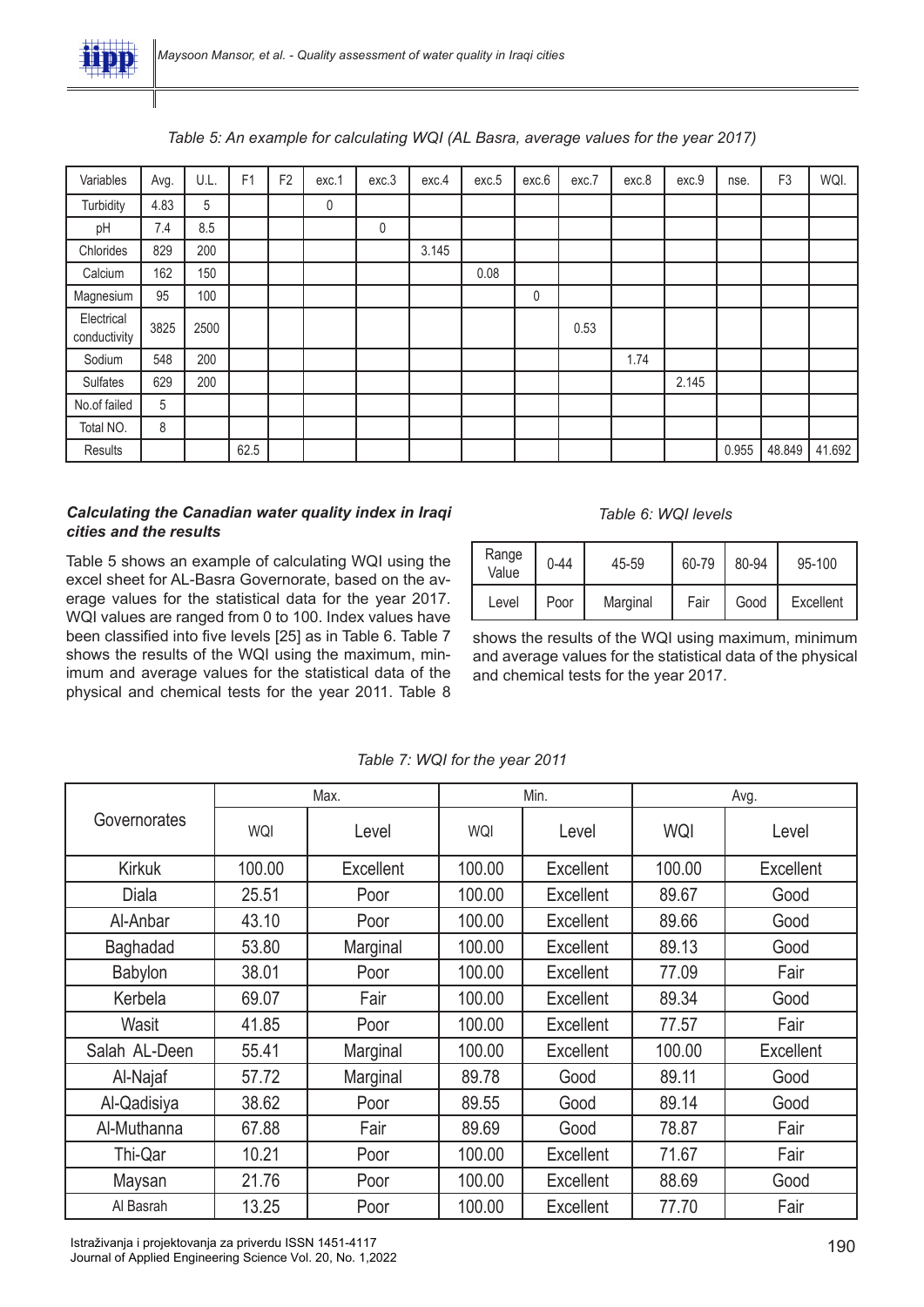*Table 5: An example for calculating WQI (AL Basra, average values for the year 2017)*

| Variables | Avg. | U.L. | F1 | F2 | exc.1 | exc.3 | exc.4 | exc.5 | exc.6 | exc.7 | exc.8 | exc.9 | nse. | F3 | WQI. |
|---|---|---|---|---|---|---|---|---|---|---|---|---|---|---|---|
| Turbidity | 4.83 | 5 | | | 0 | | | | | | | | | | |
| pH | 7.4 | 8.5 | | | | 0 | | | | | | | | | |
| Chlorides | 829 | 200 | | | | | 3.145 | | | | | | | | |
| Calcium | 162 | 150 | | | | | | 0.08 | | | | | | | |
| Magnesium | 95 | 100 | | | | | | | 0 | | | | | | |
| Electrical conductivity | 3825 | 2500 | | | | | | | | 0.53 | | | | | |
| Sodium | 548 | 200 | | | | | | | | | 1.74 | | | | |
| Sulfates | 629 | 200 | | | | | | | | | | 2.145 | | | |
| No.of failed | 5 | | | | | | | | | | | | | | |
| Total NO. | 8 | | | | | | | | | | | | | | |
| Results | | | 62.5 | | | | | | | | | | 0.955 | 48.849 | 41.692 |

### *Calculating the Canadian water quality index in Iraqi cities and the results*

Table 5 shows an example of calculating WQI using the excel sheet for AL-Basra Governorate, based on the average values for the statistical data for the year 2017. WQI values are ranged from 0 to 100. Index values have been classified into five levels [25] as in Table 6. Table 7 shows the results of the WQI using the maximum, minimum and average values for the statistical data of the physical and chemical tests for the year 2011. Table 8 shows the results of the WQI using maximum, minimum and average values for the statistical data of the physical and chemical tests for the year 2017.

*Table 6: WQI levels*

| Range Value | 0-44 | 45-59 | 60-79 | 80-94 | 95-100 |
|---|---|---|---|---|---|
| Level | Poor | Marginal | Fair | Good | Excellent |

*Table 7: WQI for the year 2011*

| Governorates | Max. | | Min. | | Avg. | |
|---|---|---|---|---|---|---|
| | WQI | Level | WQI | Level | WQI | Level |
| Kirkuk | 100.00 | Excellent | 100.00 | Excellent | 100.00 | Excellent |
| Diala | 25.51 | Poor | 100.00 | Excellent | 89.67 | Good |
| Al-Anbar | 43.10 | Poor | 100.00 | Excellent | 89.66 | Good |
| Baghadad | 53.80 | Marginal | 100.00 | Excellent | 89.13 | Good |
| Babylon | 38.01 | Poor | 100.00 | Excellent | 77.09 | Fair |
| Kerbela | 69.07 | Fair | 100.00 | Excellent | 89.34 | Good |
| Wasit | 41.85 | Poor | 100.00 | Excellent | 77.57 | Fair |
| Salah AL-Deen | 55.41 | Marginal | 100.00 | Excellent | 100.00 | Excellent |
| Al-Najaf | 57.72 | Marginal | 89.78 | Good | 89.11 | Good |
| Al-Qadisiya | 38.62 | Poor | 89.55 | Good | 89.14 | Good |
| Al-Muthanna | 67.88 | Fair | 89.69 | Good | 78.87 | Fair |
| Thi-Qar | 10.21 | Poor | 100.00 | Excellent | 71.67 | Fair |
| Maysan | 21.76 | Poor | 100.00 | Excellent | 88.69 | Good |
| Al Basrah | 13.25 | Poor | 100.00 | Excellent | 77.70 | Fair |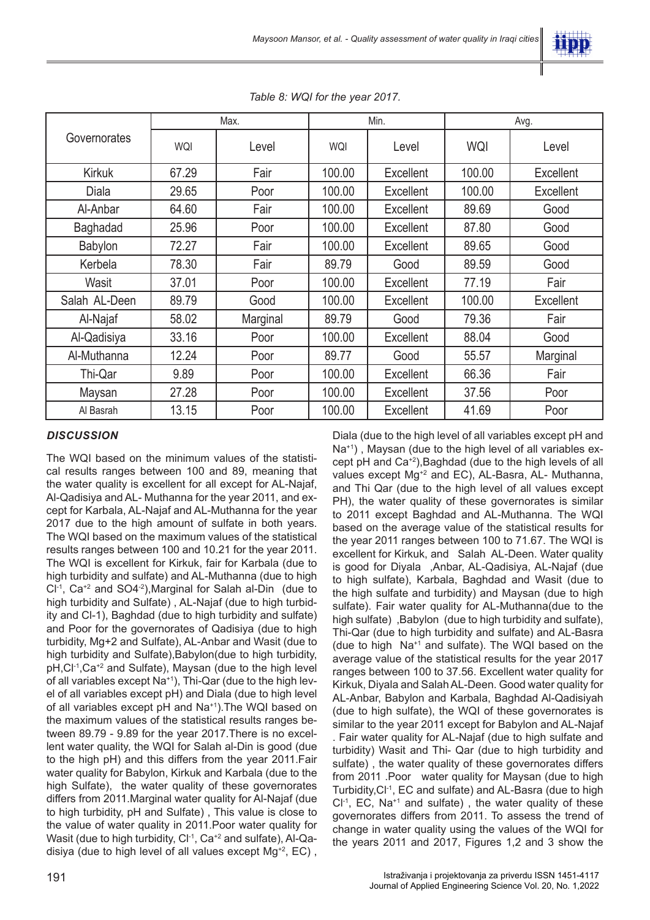*Table 8: WQI for the year 2017.*

| Governorates | Max. | | Min. | | Avg. | |
|---|---|---|---|---|---|---|
| | WQI | Level | WQI | Level | WQI | Level |
| Kirkuk | 67.29 | Fair | 100.00 | Excellent | 100.00 | Excellent |
| Diala | 29.65 | Poor | 100.00 | Excellent | 100.00 | Excellent |
| Al-Anbar | 64.60 | Fair | 100.00 | Excellent | 89.69 | Good |
| Baghadad | 25.96 | Poor | 100.00 | Excellent | 87.80 | Good |
| Babylon | 72.27 | Fair | 100.00 | Excellent | 89.65 | Good |
| Kerbela | 78.30 | Fair | 89.79 | Good | 89.59 | Good |
| Wasit | 37.01 | Poor | 100.00 | Excellent | 77.19 | Fair |
| Salah AL-Deen | 89.79 | Good | 100.00 | Excellent | 100.00 | Excellent |
| Al-Najaf | 58.02 | Marginal | 89.79 | Good | 79.36 | Fair |
| Al-Qadisiya | 33.16 | Poor | 100.00 | Excellent | 88.04 | Good |
| Al-Muthanna | 12.24 | Poor | 89.77 | Good | 55.57 | Marginal |
| Thi-Qar | 9.89 | Poor | 100.00 | Excellent | 66.36 | Fair |
| Maysan | 27.28 | Poor | 100.00 | Excellent | 37.56 | Poor |
| Al Basrah | 13.15 | Poor | 100.00 | Excellent | 41.69 | Poor |

### *DISCUSSION*

The WQI based on the minimum values of the statistical results ranges between 100 and 89, meaning that the water quality is excellent for all except for AL-Najaf, Al-Qadisiya and AL- Muthanna for the year 2011, and except for Karbala, AL-Najaf and AL-Muthanna for the year 2017 due to the high amount of sulfate in both years. The WQI based on the maximum values of the statistical results ranges between 100 and 10.21 for the year 2011. The WQI is excellent for Kirkuk, fair for Karbala (due to high turbidity and sulfate) and AL-Muthanna (due to high $Cl^{-1}$, $Ca^{+2}$ and $SO4^{-2}$),Marginal for Salah al-Din (due to high turbidity and Sulfate) , AL-Najaf (due to high turbidity and Cl-1), Baghdad (due to high turbidity and sulfate) and Poor for the governorates of Qadisiya (due to high turbidity, Mg+2 and Sulfate), AL-Anbar and Wasit (due to high turbidity and Sulfate),Babylon(due to high turbidity, pH,$Cl^{-1}$,$Ca^{+2}$ and Sulfate), Maysan (due to the high level of all variables except $Na^{+1}$), Thi-Qar (due to the high level of all variables except pH) and Diala (due to high level of all variables except pH and $Na^{+1}$).The WQI based on the maximum values of the statistical results ranges between 89.79 - 9.89 for the year 2017.There is no excellent water quality, the WQI for Salah al-Din is good (due to the high pH) and this differs from the year 2011.Fair water quality for Babylon, Kirkuk and Karbala (due to the high Sulfate), the water quality of these governorates differs from 2011.Marginal water quality for Al-Najaf (due to high turbidity, pH and Sulfate) , This value is close to the value of water quality in 2011.Poor water quality for Wasit (due to high turbidity, $Cl^{-1}$, $Ca^{+2}$ and sulfate), Al-Qadisiya (due to high level of all values except $Mg^{+2}$, EC) , Diala (due to the high level of all variables except pH and $Na^{+1}$) , Maysan (due to the high level of all variables except pH and $Ca^{+2}$),Baghdad (due to the high levels of all values except $Mg^{+2}$ and EC), AL-Basra, AL- Muthanna, and Thi Qar (due to the high level of all values except PH), the water quality of these governorates is similar to 2011 except Baghdad and AL-Muthanna. The WQI based on the average value of the statistical results for the year 2011 ranges between 100 to 71.67. The WQI is excellent for Kirkuk, and Salah AL-Deen. Water quality is good for Diyala ,Anbar, AL-Qadisiya, AL-Najaf (due to high sulfate), Karbala, Baghdad and Wasit (due to the high sulfate and turbidity) and Maysan (due to high sulfate). Fair water quality for AL-Muthanna(due to the high sulfate) ,Babylon (due to high turbidity and sulfate), Thi-Qar (due to high turbidity and sulfate) and AL-Basra (due to high $Na^{+1}$ and sulfate). The WQI based on the average value of the statistical results for the year 2017 ranges between 100 to 37.56. Excellent water quality for Kirkuk, Diyala and Salah AL-Deen. Good water quality for AL-Anbar, Babylon and Karbala, Baghdad Al-Qadisiyah (due to high sulfate), the WQI of these governorates is similar to the year 2011 except for Babylon and AL-Najaf . Fair water quality for AL-Najaf (due to high sulfate and turbidity) Wasit and Thi- Qar (due to high turbidity and sulfate) , the water quality of these governorates differs from 2011 .Poor water quality for Maysan (due to high Turbidity,$Cl^{-1}$, EC and sulfate) and AL-Basra (due to high $Cl^{-1}$, EC, $Na^{+1}$ and sulfate) , the water quality of these governorates differs from 2011. To assess the trend of change in water quality using the values of the WQI for the years 2011 and 2017, Figures 1,2 and 3 show the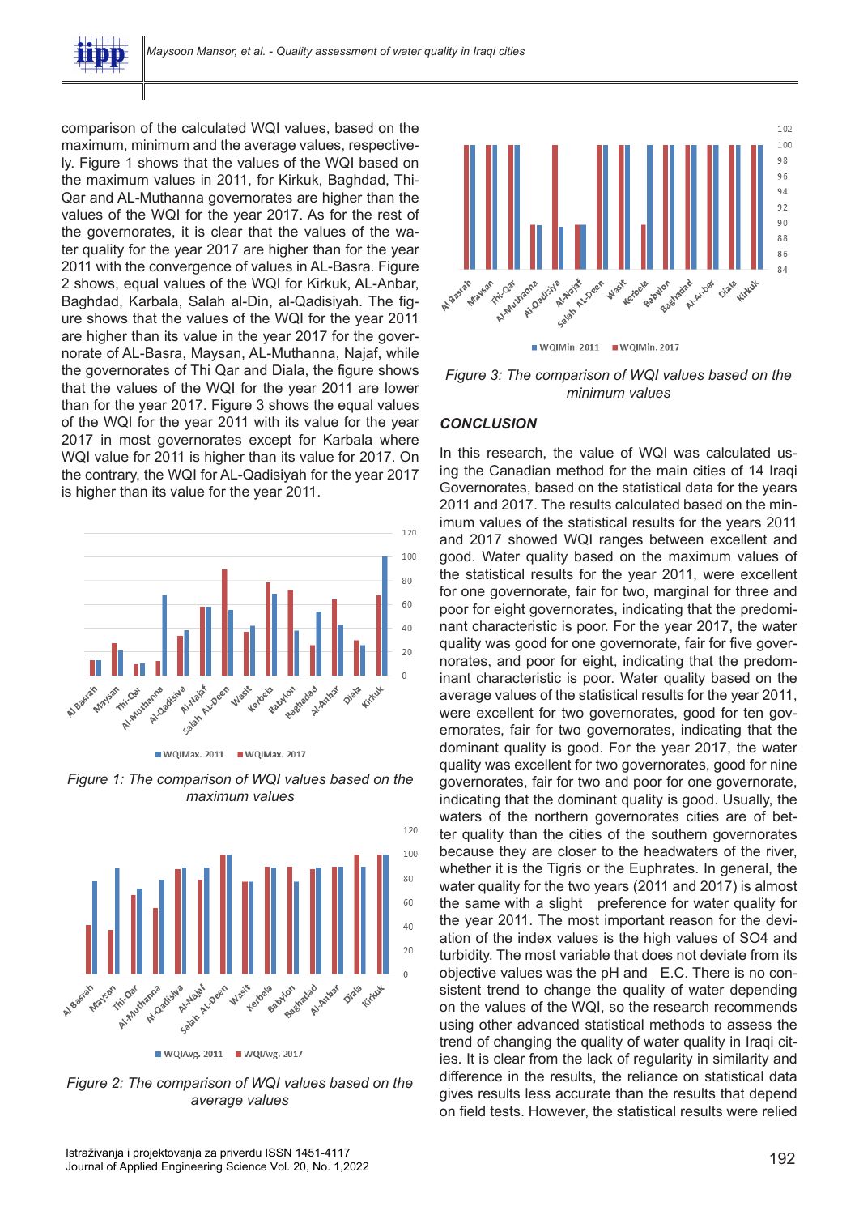comparison of the calculated WQI values, based on the maximum, minimum and the average values, respectively. Figure 1 shows that the values of the WQI based on the maximum values in 2011, for Kirkuk, Baghdad, Thi-Qar and AL-Muthanna governorates are higher than the values of the WQI for the year 2017. As for the rest of the governorates, it is clear that the values of the water quality for the year 2017 are higher than for the year 2011 with the convergence of values in AL-Basra. Figure 2 shows, equal values of the WQI for Kirkuk, AL-Anbar, Baghdad, Karbala, Salah al-Din, al-Qadisiyah. The figure shows that the values of the WQI for the year 2011 are higher than its value in the year 2017 for the governorate of AL-Basra, Maysan, AL-Muthanna, Najaf, while the governorates of Thi Qar and Diala, the figure shows that the values of the WQI for the year 2011 are lower than for the year 2017. Figure 3 shows the equal values of the WQI for the year 2011 with its value for the year 2017 in most governorates except for Karbala where WQI value for 2011 is higher than its value for 2017. On the contrary, the WQI for AL-Qadisiyah for the year 2017 is higher than its value for the year 2011.

*Figure 1: The comparison of WQI values based on the maximum values*

*Figure 2: The comparison of WQI values based on the average values*

*Figure 3: The comparison of WQI values based on the minimum values*

### CONCLUSION

In this research, the value of WQI was calculated using the Canadian method for the main cities of 14 Iraqi Governorates, based on the statistical data for the years 2011 and 2017. The results calculated based on the minimum values of the statistical results for the years 2011 and 2017 showed WQI ranges between excellent and good. Water quality based on the maximum values of the statistical results for the year 2011, were excellent for one governorate, fair for two, marginal for three and poor for eight governorates, indicating that the predominant characteristic is poor. For the year 2017, the water quality was good for one governorate, fair for five governorates, and poor for eight, indicating that the predominant characteristic is poor. Water quality based on the average values of the statistical results for the year 2011, were excellent for two governorates, good for ten governorates, fair for two governorates, indicating that the dominant quality is good. For the year 2017, the water quality was excellent for two governorates, good for nine governorates, fair for two and poor for one governorate, indicating that the dominant quality is good. Usually, the waters of the northern governorates cities are of better quality than the cities of the southern governorates because they are closer to the headwaters of the river, whether it is the Tigris or the Euphrates. In general, the water quality for the two years (2011 and 2017) is almost the same with a slight preference for water quality for the year 2011. The most important reason for the deviation of the index values is the high values of SO4 and turbidity. The most variable that does not deviate from its objective values was the pH and E.C. There is no consistent trend to change the quality of water depending on the values of the WQI, so the research recommends using other advanced statistical methods to assess the trend of changing the quality of water quality in Iraqi cities. It is clear from the lack of regularity in similarity and difference in the results, the reliance on statistical data gives results less accurate than the results that depend on field tests. However, the statistical results were relied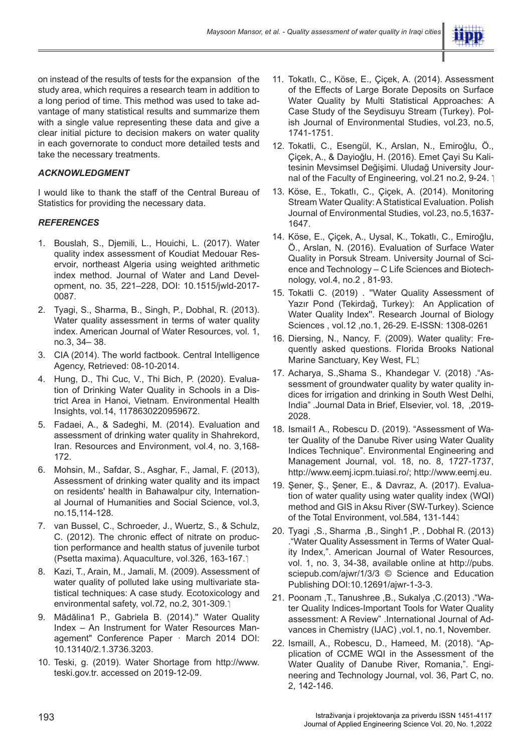on instead of the results of tests for the expansion of the study area, which requires a research team in addition to a long period of time. This method was used to take advantage of many statistical results and summarize them with a single value representing these data and give a clear initial picture to decision makers on water quality in each governorate to conduct more detailed tests and take the necessary treatments.

### *ACKNOWLEDGMENT*

I would like to thank the staff of the Central Bureau of Statistics for providing the necessary data.

### *REFERENCES*

1. Bouslah, S., Djemili, L., Houichi, L. (2017). Water quality index assessment of Koudiat Medouar Reservoir, northeast Algeria using weighted arithmetic index method. Journal of Water and Land Development, no. 35, 221–228, DOI: 10.1515/jwld-2017-0087.
2. Tyagi, S., Sharma, B., Singh, P., Dobhal, R. (2013). Water quality assessment in terms of water quality index. American Journal of Water Resources, vol. 1, no.3, 34– 38.
3. CIA (2014). The world factbook. Central Intelligence Agency, Retrieved: 08-10-2014.
4. Hung, D., Thi Cuc, V., Thi Bich, P. (2020). Evaluation of Drinking Water Quality in Schools in a District Area in Hanoi, Vietnam. Environmental Health Insights, vol.14, 1178630220959672.
5. Fadaei, A., & Sadeghi, M. (2014). Evaluation and assessment of drinking water quality in Shahrekord, Iran. Resources and Environment, vol.4, no. 3,168-172.
6. Mohsin, M., Safdar, S., Asghar, F., Jamal, F. (2013), Assessment of drinking water quality and its impact on residents' health in Bahawalpur city, International Journal of Humanities and Social Science, vol.3, no.15,114-128.
7. van Bussel, C., Schroeder, J., Wuertz, S., & Schulz, C. (2012). The chronic effect of nitrate on production performance and health status of juvenile turbot (Psetta maxima). Aquaculture, vol.326, 163-167.
8. Kazi, T., Arain, M., Jamali, M. (2009). Assessment of water quality of polluted lake using multivariate statistical techniques: A case study. Ecotoxicology and environmental safety, vol.72, no.2, 301-309.
9. Mădălina1 P., Gabriela B. (2014)." Water Quality Index – An Instrument for Water Resources Management" Conference Paper · March 2014 DOI: 10.13140/2.1.3736.3203.
10. Teski, g. (2019). Water Shortage from http://www.teski.gov.tr. accessed on 2019-12-09.
11. Tokatlı, C., Köse, E., Çiçek, A. (2014). Assessment of the Effects of Large Borate Deposits on Surface Water Quality by Multi Statistical Approaches: A Case Study of the Seydisuyu Stream (Turkey). Polish Journal of Environmental Studies, vol.23, no.5, 1741-1751.
12. Tokatli, C., Esengül, K., Arslan, N., Emiroğlu, Ö., Çiçek, A., & Dayioğlu, H. (2016). Emet Çayi Su Kalitesinin Mevsimsel Değişimi. Uludağ University Journal of the Faculty of Engineering, vol.21 no.2, 9-24.
13. Köse, E., Tokatlı, C., Çiçek, A. (2014). Monitoring Stream Water Quality: A Statistical Evaluation. Polish Journal of Environmental Studies, vol.23, no.5,1637-1647.
14. Köse, E., Çiçek, A., Uysal, K., Tokatlı, C., Emiroğlu, Ö., Arslan, N. (2016). Evaluation of Surface Water Quality in Porsuk Stream. University Journal of Science and Technology – C Life Sciences and Biotechnology, vol.4, no.2 , 81-93.
15. Tokatli C. (2019) . "Water Quality Assessment of Yazır Pond (Tekirdağ, Turkey): An Application of Water Quality Index". Research Journal of Biology Sciences , vol.12 ,no.1, 26-29. E-ISSN: 1308-0261
16. Diersing, N., Nancy, F. (2009). Water quality: Frequently asked questions. Florida Brooks National Marine Sanctuary, Key West, FL.
17. Acharya, S.,Shama S., Khandegar V. (2018) ."Assessment of groundwater quality by water quality indices for irrigation and drinking in South West Delhi, India" .Journal Data in Brief, Elsevier, vol. 18, ,2019-2028.
18. Ismail1 A., Robescu D. (2019). "Assessment of Water Quality of the Danube River using Water Quality Indices Technique". Environmental Engineering and Management Journal, vol. 18, no. 8, 1727-1737, http://www.eemj.icpm.tuiasi.ro/; http://www.eemj.eu.
19. Şener, Ş., Şener, E., & Davraz, A. (2017). Evaluation of water quality using water quality index (WQI) method and GIS in Aksu River (SW-Turkey). Science of the Total Environment, vol.584, 131-144.
20. Tyagi ,S., Sharma ,B., Singh1 ,P. , Dobhal R. (2013) ."Water Quality Assessment in Terms of Water Quality Index,". American Journal of Water Resources, vol. 1, no. 3, 34-38, available online at http://pubs.sciepub.com/ajwr/1/3/3 © Science and Education Publishing DOI:10.12691/ajwr-1-3-3.
21. Poonam ,T., Tanushree ,B., Sukalya ,C.(2013) ."Water Quality Indices-Important Tools for Water Quality assessment: A Review" .International Journal of Advances in Chemistry (IJAC) ,vol.1, no.1, November.
22. Ismaill, A., Robescu, D., Hameed, M. (2018). "Application of CCME WQI in the Assessment of the Water Quality of Danube River, Romania,". Engineering and Technology Journal, vol. 36, Part C, no. 2, 142-146.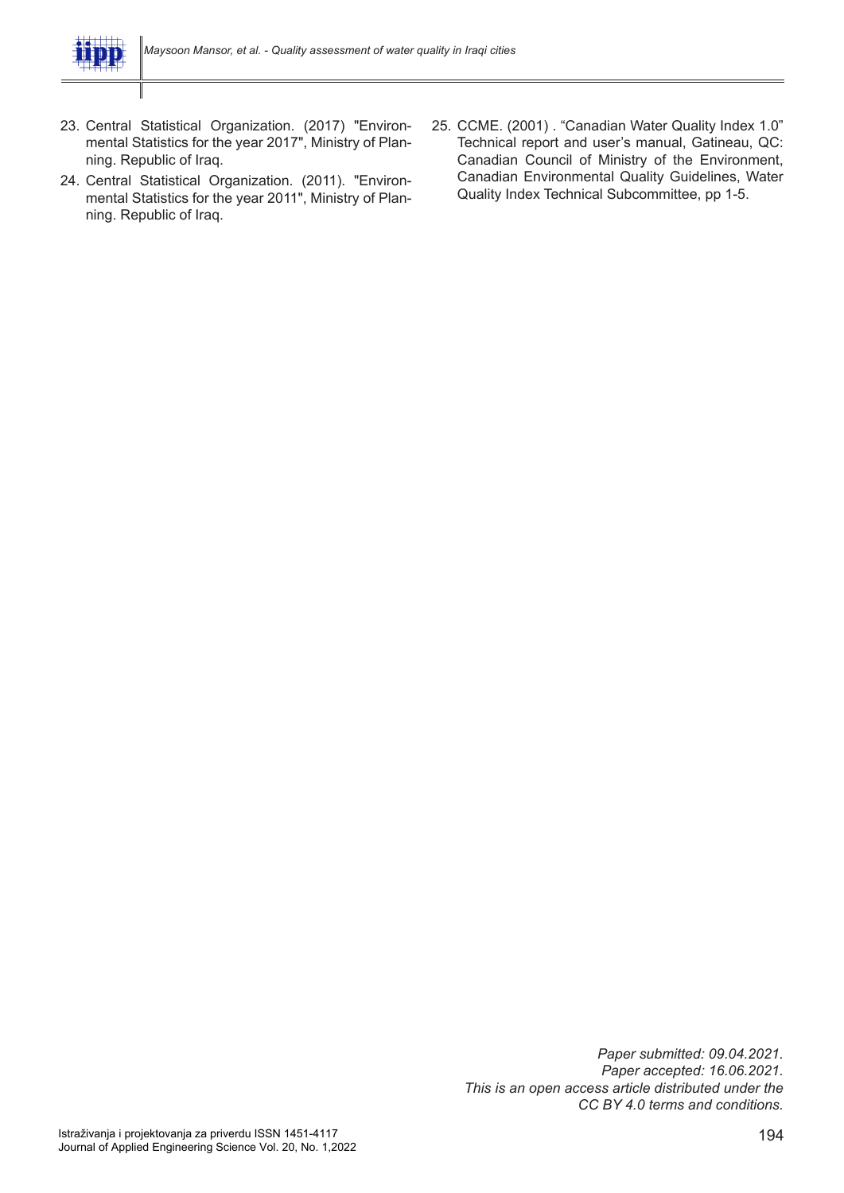23. Central Statistical Organization. (2017) "Environmental Statistics for the year 2017", Ministry of Planning. Republic of Iraq.
24. Central Statistical Organization. (2011). "Environmental Statistics for the year 2011", Ministry of Planning. Republic of Iraq.
25. CCME. (2001) . “Canadian Water Quality Index 1.0” Technical report and user’s manual, Gatineau, QC: Canadian Council of Ministry of the Environment, Canadian Environmental Quality Guidelines, Water Quality Index Technical Subcommittee, pp 1-5.

*Paper submitted: 09.04.2021.*
*Paper accepted: 16.06.2021.*
*This is an open access article distributed under the CC BY 4.0 terms and conditions.*